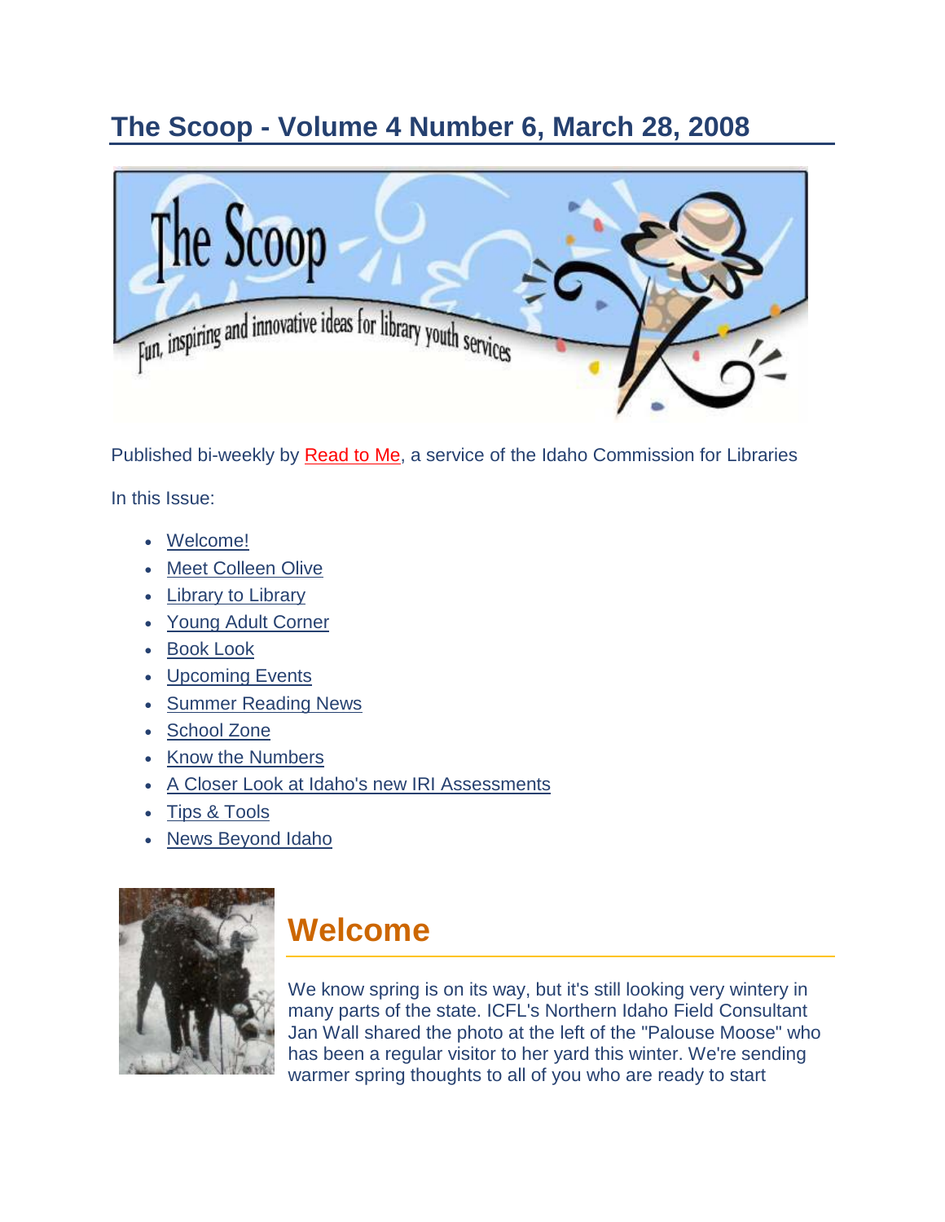# The Scoop - Volume 4 Number 6, March 28, 2008

Published bi-weekly by Read to Me, a service of the Idaho Commission for Libraries

In this Issue:

- Welcome!
- Meet Colleen Olive
- Library to Library
- Young Adult Corner
- Book Look
- Upcoming Events
- Summer Reading News
- School Zone
- Know the Numbers
- A Closer Look at Idaho's new IRI Assessments
- Tips & Tools
- News Beyond Idaho

## Welcome

We know spring is on its way, but it's still looking very wintery in many parts of the state. ICFL's Northern Idaho Field Consultant Jan Wall shared the photo at the left of the "Palouse Moose" who has been a regular visitor to her yard this winter. We're sending warmer spring thoughts to all of you who are ready to start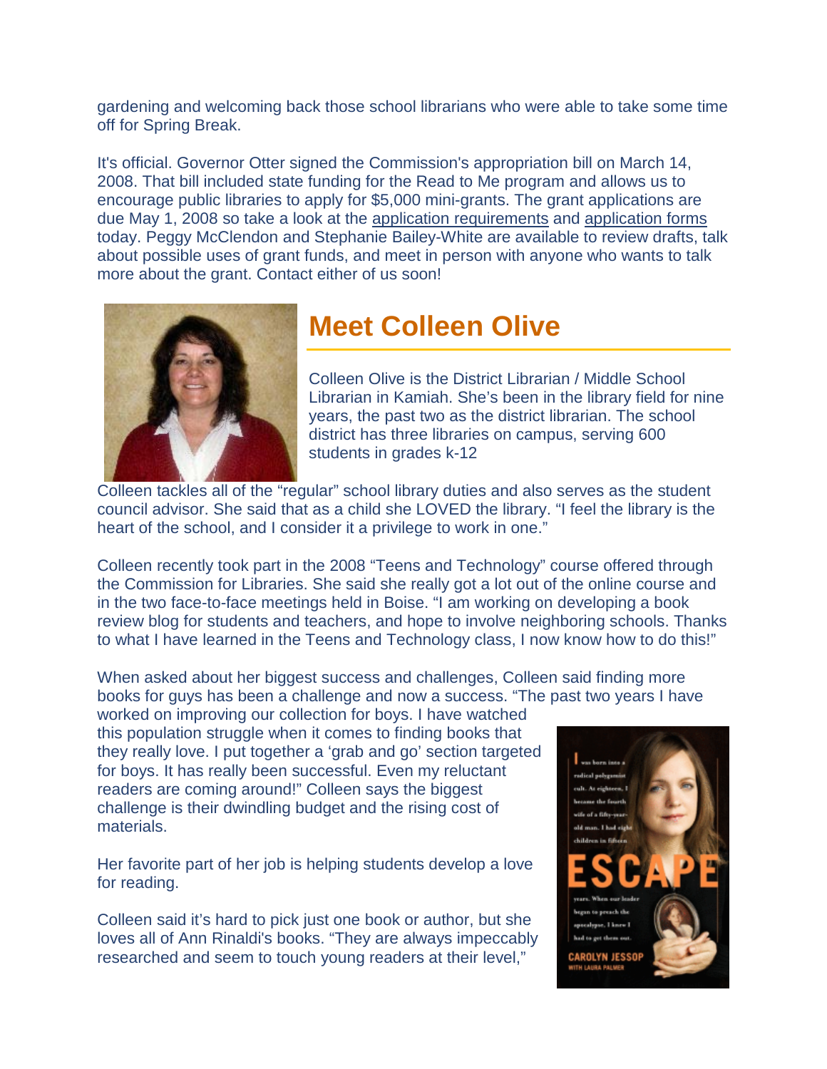gardening and welcoming back those school librarians who were able to take some time off for Spring Break.

It's official. Governor Otter signed the Commission's appropriation bill on March 14, 2008. That bill included state funding for the Read to Me program and allows us to encourage public libraries to apply for $5,000 mini-grants. The grant applications are due May 1, 2008 so take a look at the application requirements and application forms today. Peggy McClendon and Stephanie Bailey-White are available to review drafts, talk about possible uses of grant funds, and meet in person with anyone who wants to talk more about the grant. Contact either of us soon!

## Meet Colleen Olive

Colleen Olive is the District Librarian / Middle School Librarian in Kamiah. She's been in the library field for nine years, the past two as the district librarian. The school district has three libraries on campus, serving 600 students in grades k-12

Colleen tackles all of the "regular" school library duties and also serves as the student council advisor. She said that as a child she LOVED the library. "I feel the library is the heart of the school, and I consider it a privilege to work in one."

Colleen recently took part in the 2008 "Teens and Technology" course offered through the Commission for Libraries. She said she really got a lot out of the online course and in the two face-to-face meetings held in Boise. "I am working on developing a book review blog for students and teachers, and hope to involve neighboring schools. Thanks to what I have learned in the Teens and Technology class, I now know how to do this!"

When asked about her biggest success and challenges, Colleen said finding more books for guys has been a challenge and now a success. "The past two years I have worked on improving our collection for boys. I have watched this population struggle when it comes to finding books that they really love. I put together a 'grab and go' section targeted for boys. It has really been successful. Even my reluctant readers are coming around!" Colleen says the biggest challenge is their dwindling budget and the rising cost of materials.

Her favorite part of her job is helping students develop a love for reading.

Colleen said it's hard to pick just one book or author, but she loves all of Ann Rinaldi's books. "They are always impeccably researched and seem to touch young readers at their level,"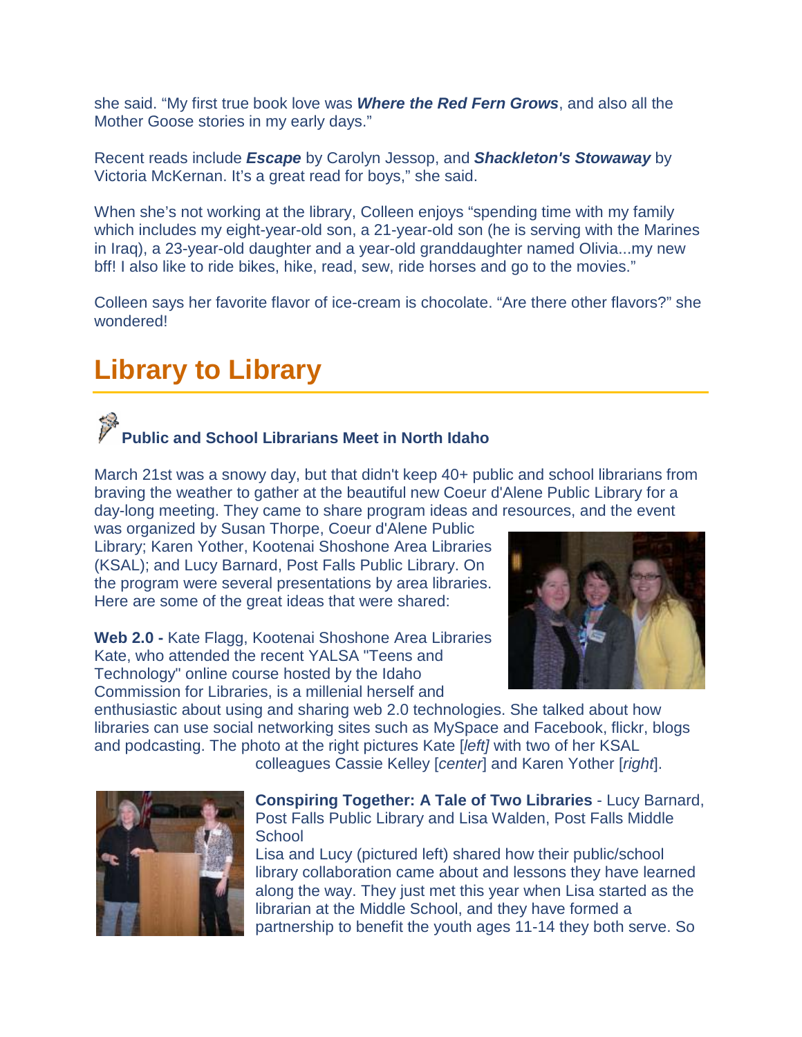she said. “My first true book love was ***Where the Red Fern Grows***, and also all the Mother Goose stories in my early days.”

Recent reads include ***Escape*** by Carolyn Jessop, and ***Shackleton's Stowaway*** by Victoria McKernan. It’s a great read for boys,” she said.

When she’s not working at the library, Colleen enjoys “spending time with my family which includes my eight-year-old son, a 21-year-old son (he is serving with the Marines in Iraq), a 23-year-old daughter and a year-old granddaughter named Olivia...my new bff! I also like to ride bikes, hike, read, sew, ride horses and go to the movies.”

Colleen says her favorite flavor of ice-cream is chocolate. “Are there other flavors?” she wondered!

# Library to Library

### Public and School Librarians Meet in North Idaho

March 21st was a snowy day, but that didn't keep 40+ public and school librarians from braving the weather to gather at the beautiful new Coeur d'Alene Public Library for a day-long meeting. They came to share program ideas and resources, and the event was organized by Susan Thorpe, Coeur d'Alene Public Library; Karen Yother, Kootenai Shoshone Area Libraries (KSAL); and Lucy Barnard, Post Falls Public Library. On the program were several presentations by area libraries. Here are some of the great ideas that were shared:

**Web 2.0 -** Kate Flagg, Kootenai Shoshone Area Libraries
Kate, who attended the recent YALSA "Teens and Technology" online course hosted by the Idaho Commission for Libraries, is a millenial herself and enthusiastic about using and sharing web 2.0 technologies. She talked about how libraries can use social networking sites such as MySpace and Facebook, flickr, blogs and podcasting. The photo at the right pictures Kate [*left]* with two of her KSAL colleagues Cassie Kelley [*center*] and Karen Yother [*right*].

**Conspiring Together: A Tale of Two Libraries** - Lucy Barnard, Post Falls Public Library and Lisa Walden, Post Falls Middle School
Lisa and Lucy (pictured left) shared how their public/school library collaboration came about and lessons they have learned along the way. They just met this year when Lisa started as the librarian at the Middle School, and they have formed a partnership to benefit the youth ages 11-14 they both serve. So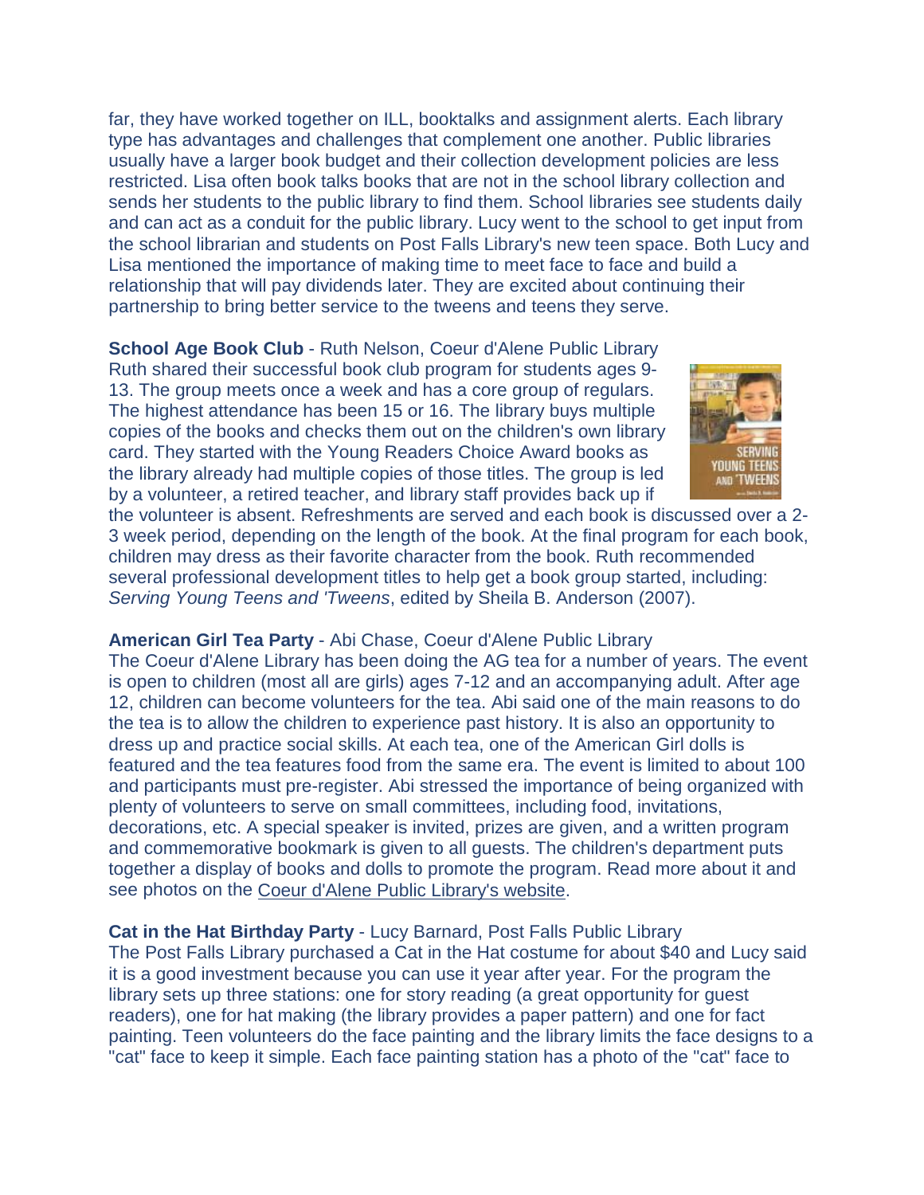far, they have worked together on ILL, booktalks and assignment alerts. Each library type has advantages and challenges that complement one another. Public libraries usually have a larger book budget and their collection development policies are less restricted. Lisa often book talks books that are not in the school library collection and sends her students to the public library to find them. School libraries see students daily and can act as a conduit for the public library. Lucy went to the school to get input from the school librarian and students on Post Falls Library's new teen space. Both Lucy and Lisa mentioned the importance of making time to meet face to face and build a relationship that will pay dividends later. They are excited about continuing their partnership to bring better service to the tweens and teens they serve.

**School Age Book Club** - Ruth Nelson, Coeur d'Alene Public Library
Ruth shared their successful book club program for students ages 9-13. The group meets once a week and has a core group of regulars. The highest attendance has been 15 or 16. The library buys multiple copies of the books and checks them out on the children's own library card. They started with the Young Readers Choice Award books as the library already had multiple copies of those titles. The group is led by a volunteer, a retired teacher, and library staff provides back up if the volunteer is absent. Refreshments are served and each book is discussed over a 2-3 week period, depending on the length of the book. At the final program for each book, children may dress as their favorite character from the book. Ruth recommended several professional development titles to help get a book group started, including: *Serving Young Teens and 'Tweens*, edited by Sheila B. Anderson (2007).

**American Girl Tea Party** - Abi Chase, Coeur d'Alene Public Library
The Coeur d'Alene Library has been doing the AG tea for a number of years. The event is open to children (most all are girls) ages 7-12 and an accompanying adult. After age 12, children can become volunteers for the tea. Abi said one of the main reasons to do the tea is to allow the children to experience past history. It is also an opportunity to dress up and practice social skills. At each tea, one of the American Girl dolls is featured and the tea features food from the same era. The event is limited to about 100 and participants must pre-register. Abi stressed the importance of being organized with plenty of volunteers to serve on small committees, including food, invitations, decorations, etc. A special speaker is invited, prizes are given, and a written program and commemorative bookmark is given to all guests. The children's department puts together a display of books and dolls to promote the program. Read more about it and see photos on the Coeur d'Alene Public Library's website.

**Cat in the Hat Birthday Party** - Lucy Barnard, Post Falls Public Library
The Post Falls Library purchased a Cat in the Hat costume for about $40 and Lucy said it is a good investment because you can use it year after year. For the program the library sets up three stations: one for story reading (a great opportunity for guest readers), one for hat making (the library provides a paper pattern) and one for fact painting. Teen volunteers do the face painting and the library limits the face designs to a "cat" face to keep it simple. Each face painting station has a photo of the "cat" face to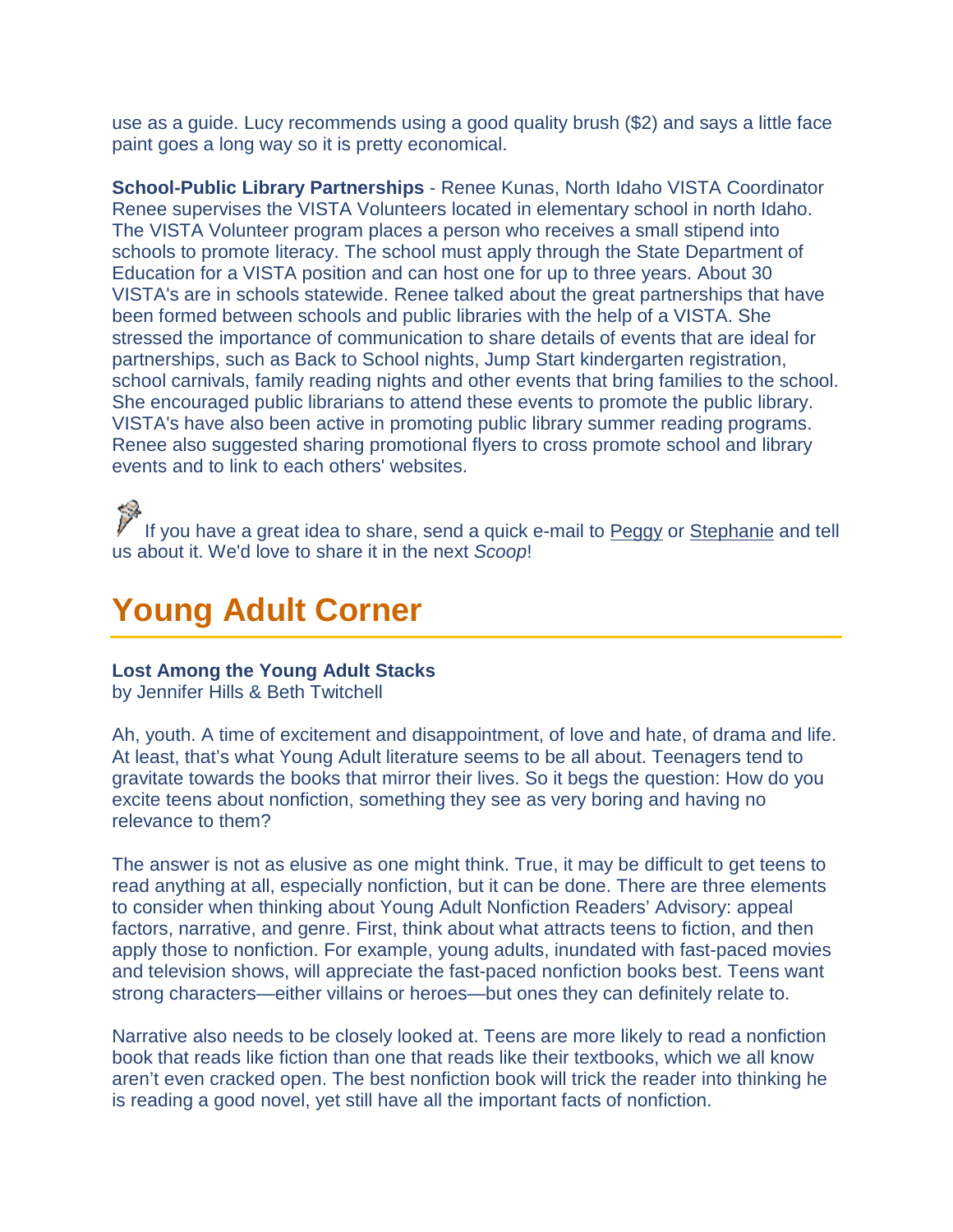use as a guide. Lucy recommends using a good quality brush ($2) and says a little face paint goes a long way so it is pretty economical.

**School-Public Library Partnerships** - Renee Kunas, North Idaho VISTA Coordinator
Renee supervises the VISTA Volunteers located in elementary school in north Idaho. The VISTA Volunteer program places a person who receives a small stipend into schools to promote literacy. The school must apply through the State Department of Education for a VISTA position and can host one for up to three years. About 30 VISTA's are in schools statewide. Renee talked about the great partnerships that have been formed between schools and public libraries with the help of a VISTA. She stressed the importance of communication to share details of events that are ideal for partnerships, such as Back to School nights, Jump Start kindergarten registration, school carnivals, family reading nights and other events that bring families to the school. She encouraged public librarians to attend these events to promote the public library. VISTA's have also been active in promoting public library summer reading programs. Renee also suggested sharing promotional flyers to cross promote school and library events and to link to each others' websites.

If you have a great idea to share, send a quick e-mail to Peggy or Stephanie and tell us about it. We'd love to share it in the next *Scoop*!

# Young Adult Corner

**Lost Among the Young Adult Stacks**
by Jennifer Hills & Beth Twitchell

Ah, youth. A time of excitement and disappointment, of love and hate, of drama and life. At least, that's what Young Adult literature seems to be all about. Teenagers tend to gravitate towards the books that mirror their lives. So it begs the question: How do you excite teens about nonfiction, something they see as very boring and having no relevance to them?

The answer is not as elusive as one might think. True, it may be difficult to get teens to read anything at all, especially nonfiction, but it can be done. There are three elements to consider when thinking about Young Adult Nonfiction Readers' Advisory: appeal factors, narrative, and genre. First, think about what attracts teens to fiction, and then apply those to nonfiction. For example, young adults, inundated with fast-paced movies and television shows, will appreciate the fast-paced nonfiction books best. Teens want strong characters—either villains or heroes—but ones they can definitely relate to.

Narrative also needs to be closely looked at. Teens are more likely to read a nonfiction book that reads like fiction than one that reads like their textbooks, which we all know aren't even cracked open. The best nonfiction book will trick the reader into thinking he is reading a good novel, yet still have all the important facts of nonfiction.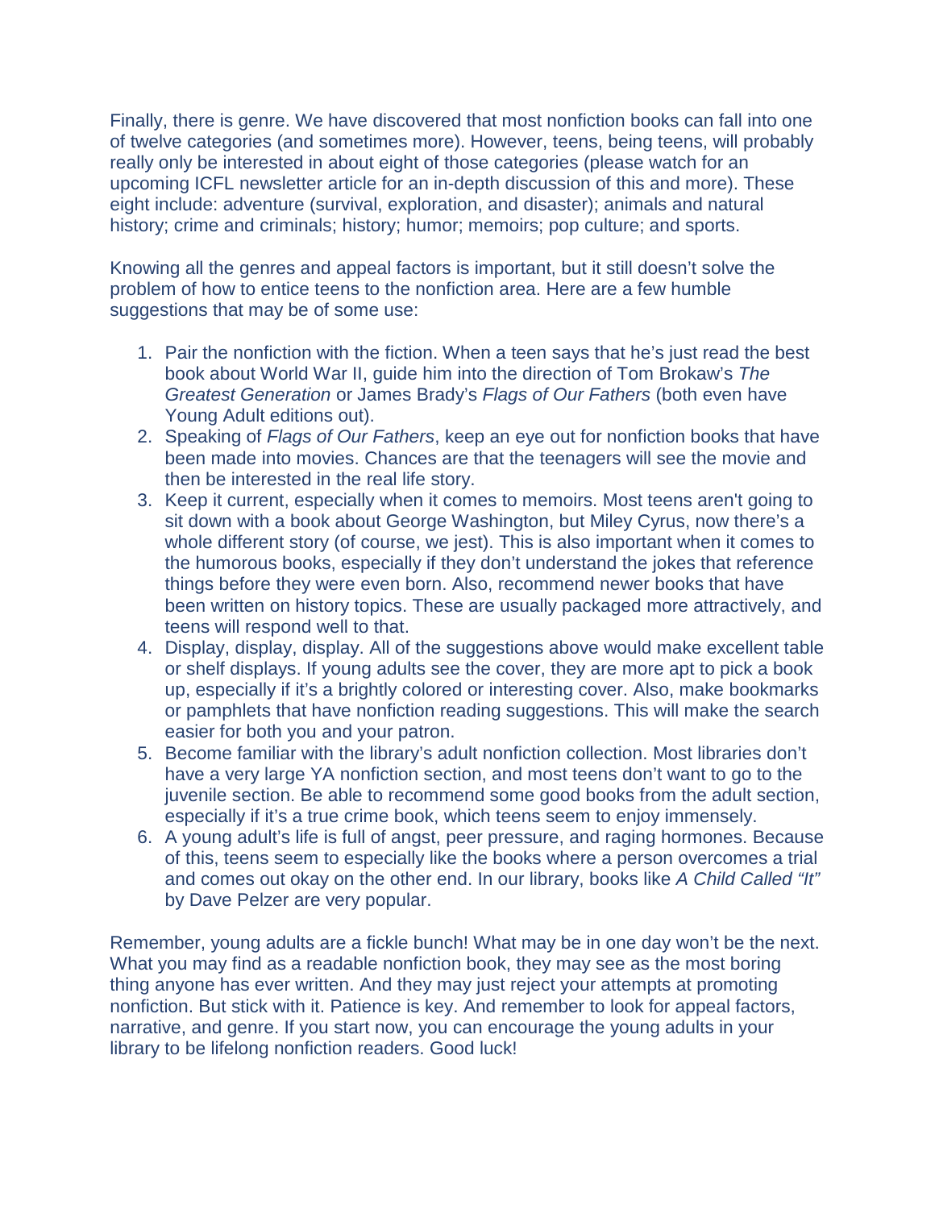Finally, there is genre. We have discovered that most nonfiction books can fall into one of twelve categories (and sometimes more). However, teens, being teens, will probably really only be interested in about eight of those categories (please watch for an upcoming ICFL newsletter article for an in-depth discussion of this and more). These eight include: adventure (survival, exploration, and disaster); animals and natural history; crime and criminals; history; humor; memoirs; pop culture; and sports.

Knowing all the genres and appeal factors is important, but it still doesn't solve the problem of how to entice teens to the nonfiction area. Here are a few humble suggestions that may be of some use:

1. Pair the nonfiction with the fiction. When a teen says that he's just read the best book about World War II, guide him into the direction of Tom Brokaw's *The Greatest Generation* or James Brady's *Flags of Our Fathers* (both even have Young Adult editions out).
2. Speaking of *Flags of Our Fathers*, keep an eye out for nonfiction books that have been made into movies. Chances are that the teenagers will see the movie and then be interested in the real life story.
3. Keep it current, especially when it comes to memoirs. Most teens aren't going to sit down with a book about George Washington, but Miley Cyrus, now there's a whole different story (of course, we jest). This is also important when it comes to the humorous books, especially if they don't understand the jokes that reference things before they were even born. Also, recommend newer books that have been written on history topics. These are usually packaged more attractively, and teens will respond well to that.
4. Display, display, display. All of the suggestions above would make excellent table or shelf displays. If young adults see the cover, they are more apt to pick a book up, especially if it's a brightly colored or interesting cover. Also, make bookmarks or pamphlets that have nonfiction reading suggestions. This will make the search easier for both you and your patron.
5. Become familiar with the library's adult nonfiction collection. Most libraries don't have a very large YA nonfiction section, and most teens don't want to go to the juvenile section. Be able to recommend some good books from the adult section, especially if it's a true crime book, which teens seem to enjoy immensely.
6. A young adult's life is full of angst, peer pressure, and raging hormones. Because of this, teens seem to especially like the books where a person overcomes a trial and comes out okay on the other end. In our library, books like *A Child Called "It"* by Dave Pelzer are very popular.

Remember, young adults are a fickle bunch! What may be in one day won't be the next. What you may find as a readable nonfiction book, they may see as the most boring thing anyone has ever written. And they may just reject your attempts at promoting nonfiction. But stick with it. Patience is key. And remember to look for appeal factors, narrative, and genre. If you start now, you can encourage the young adults in your library to be lifelong nonfiction readers. Good luck!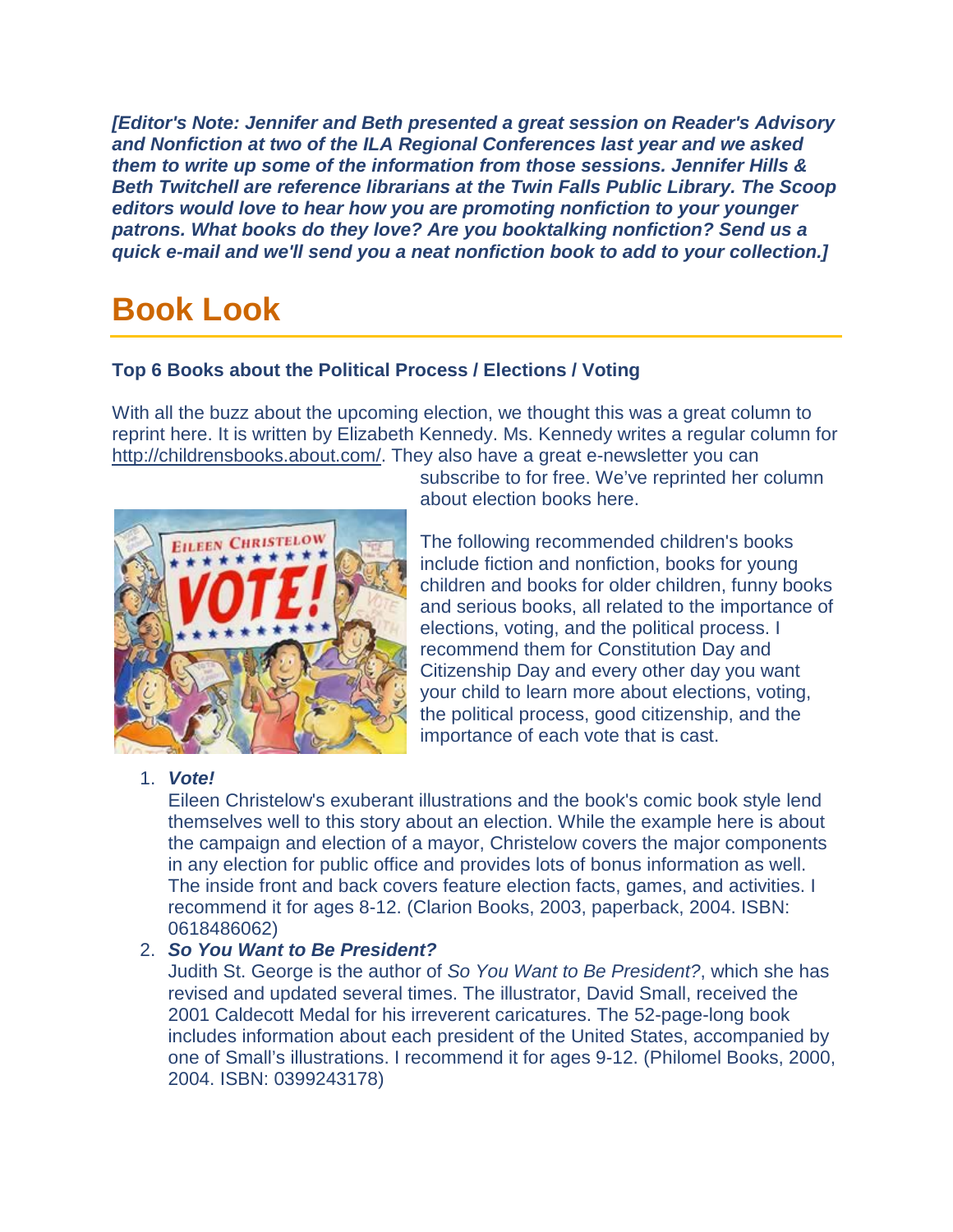***[Editor's Note: Jennifer and Beth presented a great session on Reader's Advisory and Nonfiction at two of the ILA Regional Conferences last year and we asked them to write up some of the information from those sessions. Jennifer Hills & Beth Twitchell are reference librarians at the Twin Falls Public Library. The Scoop editors would love to hear how you are promoting nonfiction to your younger patrons. What books do they love? Are you booktalking nonfiction? Send us a quick e-mail and we'll send you a neat nonfiction book to add to your collection.]***

# Book Look

### Top 6 Books about the Political Process / Elections / Voting

With all the buzz about the upcoming election, we thought this was a great column to reprint here. It is written by Elizabeth Kennedy. Ms. Kennedy writes a regular column for http://childrensbooks.about.com/. They also have a great e-newsletter you can subscribe to for free. We've reprinted her column about election books here.

The following recommended children's books include fiction and nonfiction, books for young children and books for older children, funny books and serious books, all related to the importance of elections, voting, and the political process. I recommend them for Constitution Day and Citizenship Day and every other day you want your child to learn more about elections, voting, the political process, good citizenship, and the importance of each vote that is cast.

1. ***Vote!***
   Eileen Christelow's exuberant illustrations and the book's comic book style lend themselves well to this story about an election. While the example here is about the campaign and election of a mayor, Christelow covers the major components in any election for public office and provides lots of bonus information as well. The inside front and back covers feature election facts, games, and activities. I recommend it for ages 8-12. (Clarion Books, 2003, paperback, 2004. ISBN: 0618486062)
2. ***So You Want to Be President?***
   Judith St. George is the author of *So You Want to Be President?*, which she has revised and updated several times. The illustrator, David Small, received the 2001 Caldecott Medal for his irreverent caricatures. The 52-page-long book includes information about each president of the United States, accompanied by one of Small's illustrations. I recommend it for ages 9-12. (Philomel Books, 2000, 2004. ISBN: 0399243178)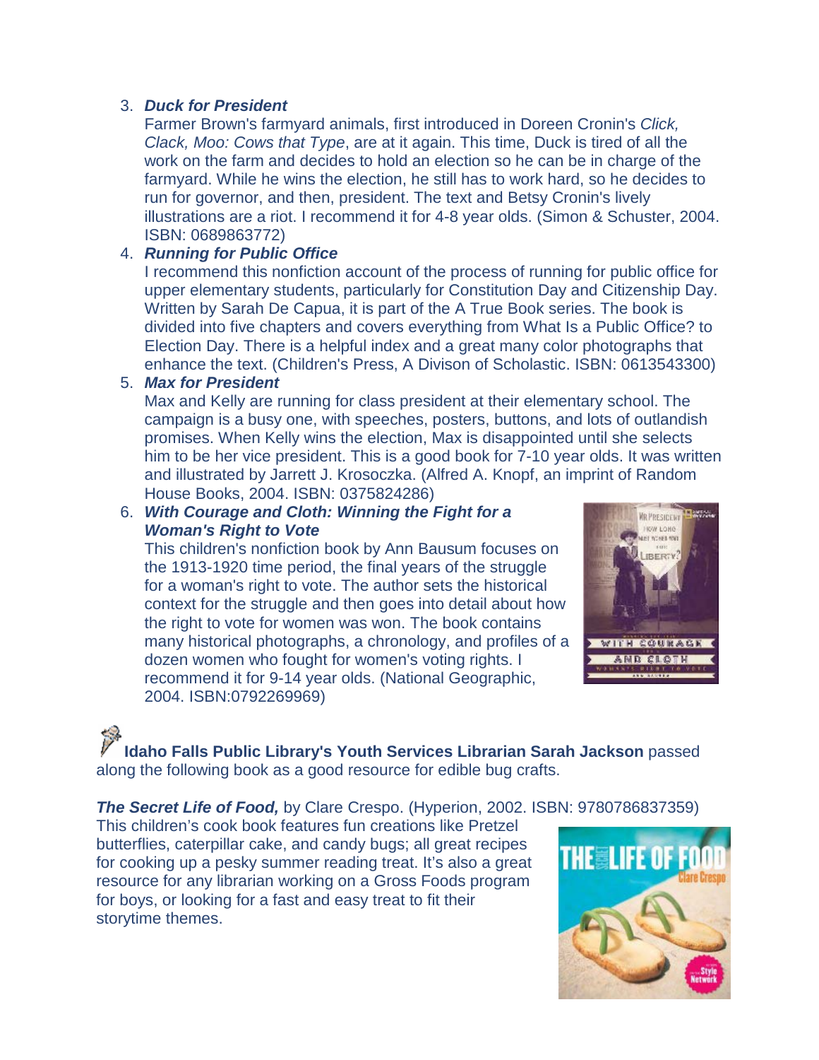3. ***Duck for President***
   Farmer Brown's farmyard animals, first introduced in Doreen Cronin's *Click, Clack, Moo: Cows that Type*, are at it again. This time, Duck is tired of all the work on the farm and decides to hold an election so he can be in charge of the farmyard. While he wins the election, he still has to work hard, so he decides to run for governor, and then, president. The text and Betsy Cronin's lively illustrations are a riot. I recommend it for 4-8 year olds. (Simon & Schuster, 2004. ISBN: 0689863772)
4. ***Running for Public Office***
   I recommend this nonfiction account of the process of running for public office for upper elementary students, particularly for Constitution Day and Citizenship Day. Written by Sarah De Capua, it is part of the A True Book series. The book is divided into five chapters and covers everything from What Is a Public Office? to Election Day. There is a helpful index and a great many color photographs that enhance the text. (Children's Press, A Divison of Scholastic. ISBN: 0613543300)
5. ***Max for President***
   Max and Kelly are running for class president at their elementary school. The campaign is a busy one, with speeches, posters, buttons, and lots of outlandish promises. When Kelly wins the election, Max is disappointed until she selects him to be her vice president. This is a good book for 7-10 year olds. It was written and illustrated by Jarrett J. Krosoczka. (Alfred A. Knopf, an imprint of Random House Books, 2004. ISBN: 0375824286)
6. ***With Courage and Cloth: Winning the Fight for a Woman's Right to Vote***
   This children's nonfiction book by Ann Bausum focuses on the 1913-1920 time period, the final years of the struggle for a woman's right to vote. The author sets the historical context for the struggle and then goes into detail about how the right to vote for women was won. The book contains many historical photographs, a chronology, and profiles of a dozen women who fought for women's voting rights. I recommend it for 9-14 year olds. (National Geographic, 2004. ISBN:0792269969)

**Idaho Falls Public Library's Youth Services Librarian Sarah Jackson** passed along the following book as a good resource for edible bug crafts.

***The Secret Life of Food,*** by Clare Crespo. (Hyperion, 2002. ISBN: 9780786837359)
This children's cook book features fun creations like Pretzel butterflies, caterpillar cake, and candy bugs; all great recipes for cooking up a pesky summer reading treat. It's also a great resource for any librarian working on a Gross Foods program for boys, or looking for a fast and easy treat to fit their storytime themes.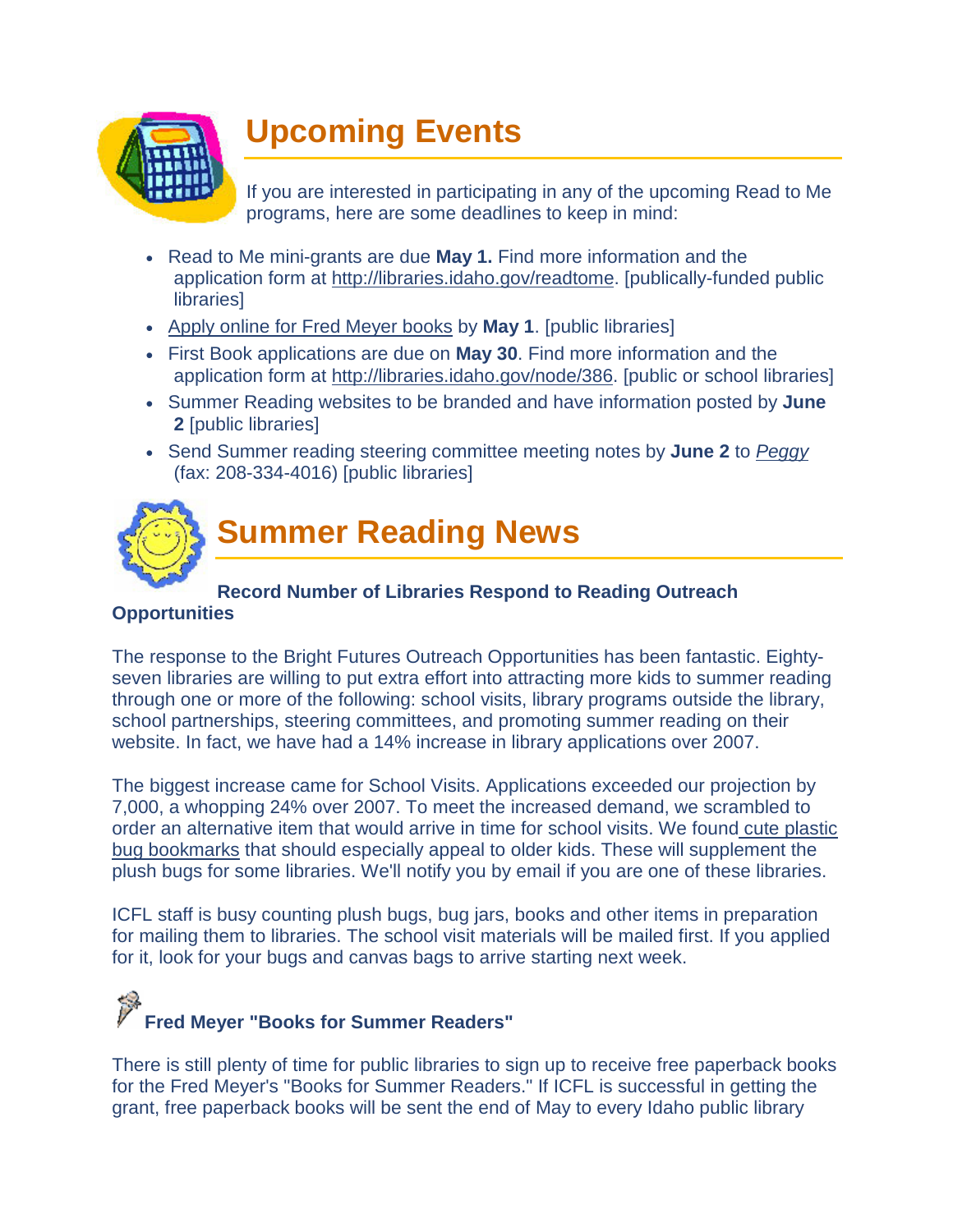# Upcoming Events

If you are interested in participating in any of the upcoming Read to Me programs, here are some deadlines to keep in mind:

- Read to Me mini-grants are due **May 1.** Find more information and the application form at http://libraries.idaho.gov/readtome. [publically-funded public libraries]
- Apply online for Fred Meyer books by **May 1**. [public libraries]
- First Book applications are due on **May 30**. Find more information and the application form at http://libraries.idaho.gov/node/386. [public or school libraries]
- Summer Reading websites to be branded and have information posted by **June 2** [public libraries]
- Send Summer reading steering committee meeting notes by **June 2** to *Peggy* (fax: 208-334-4016) [public libraries]

# Summer Reading News

### Record Number of Libraries Respond to Reading Outreach Opportunities

The response to the Bright Futures Outreach Opportunities has been fantastic. Eighty-seven libraries are willing to put extra effort into attracting more kids to summer reading through one or more of the following: school visits, library programs outside the library, school partnerships, steering committees, and promoting summer reading on their website. In fact, we have had a 14% increase in library applications over 2007.

The biggest increase came for School Visits. Applications exceeded our projection by 7,000, a whopping 24% over 2007. To meet the increased demand, we scrambled to order an alternative item that would arrive in time for school visits. We found cute plastic bug bookmarks that should especially appeal to older kids. These will supplement the plush bugs for some libraries. We'll notify you by email if you are one of these libraries.

ICFL staff is busy counting plush bugs, bug jars, books and other items in preparation for mailing them to libraries. The school visit materials will be mailed first. If you applied for it, look for your bugs and canvas bags to arrive starting next week.

### Fred Meyer "Books for Summer Readers"

There is still plenty of time for public libraries to sign up to receive free paperback books for the Fred Meyer's "Books for Summer Readers." If ICFL is successful in getting the grant, free paperback books will be sent the end of May to every Idaho public library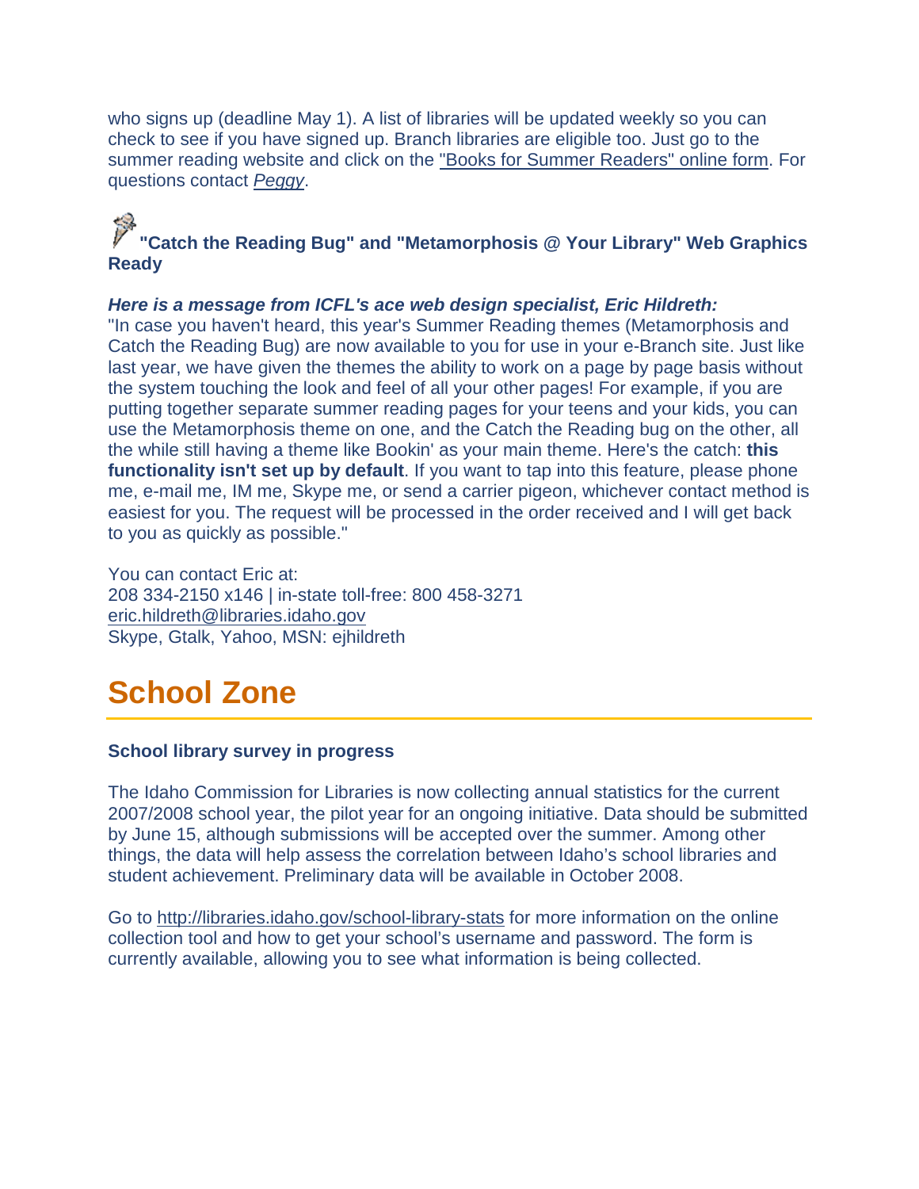who signs up (deadline May 1). A list of libraries will be updated weekly so you can check to see if you have signed up. Branch libraries are eligible too. Just go to the summer reading website and click on the "Books for Summer Readers" online form. For questions contact *Peggy*.

### "Catch the Reading Bug" and "Metamorphosis @ Your Library" Web Graphics Ready

***Here is a message from ICFL's ace web design specialist, Eric Hildreth:***
"In case you haven't heard, this year's Summer Reading themes (Metamorphosis and Catch the Reading Bug) are now available to you for use in your e-Branch site. Just like last year, we have given the themes the ability to work on a page by page basis without the system touching the look and feel of all your other pages! For example, if you are putting together separate summer reading pages for your teens and your kids, you can use the Metamorphosis theme on one, and the Catch the Reading bug on the other, all the while still having a theme like Bookin' as your main theme. Here's the catch: **this functionality isn't set up by default**. If you want to tap into this feature, please phone me, e-mail me, IM me, Skype me, or send a carrier pigeon, whichever contact method is easiest for you. The request will be processed in the order received and I will get back to you as quickly as possible."

You can contact Eric at:
208 334-2150 x146 | in-state toll-free: 800 458-3271
eric.hildreth@libraries.idaho.gov
Skype, Gtalk, Yahoo, MSN: ejhildreth

# School Zone

### School library survey in progress

The Idaho Commission for Libraries is now collecting annual statistics for the current 2007/2008 school year, the pilot year for an ongoing initiative. Data should be submitted by June 15, although submissions will be accepted over the summer. Among other things, the data will help assess the correlation between Idaho's school libraries and student achievement. Preliminary data will be available in October 2008.

Go to http://libraries.idaho.gov/school-library-stats for more information on the online collection tool and how to get your school's username and password. The form is currently available, allowing you to see what information is being collected.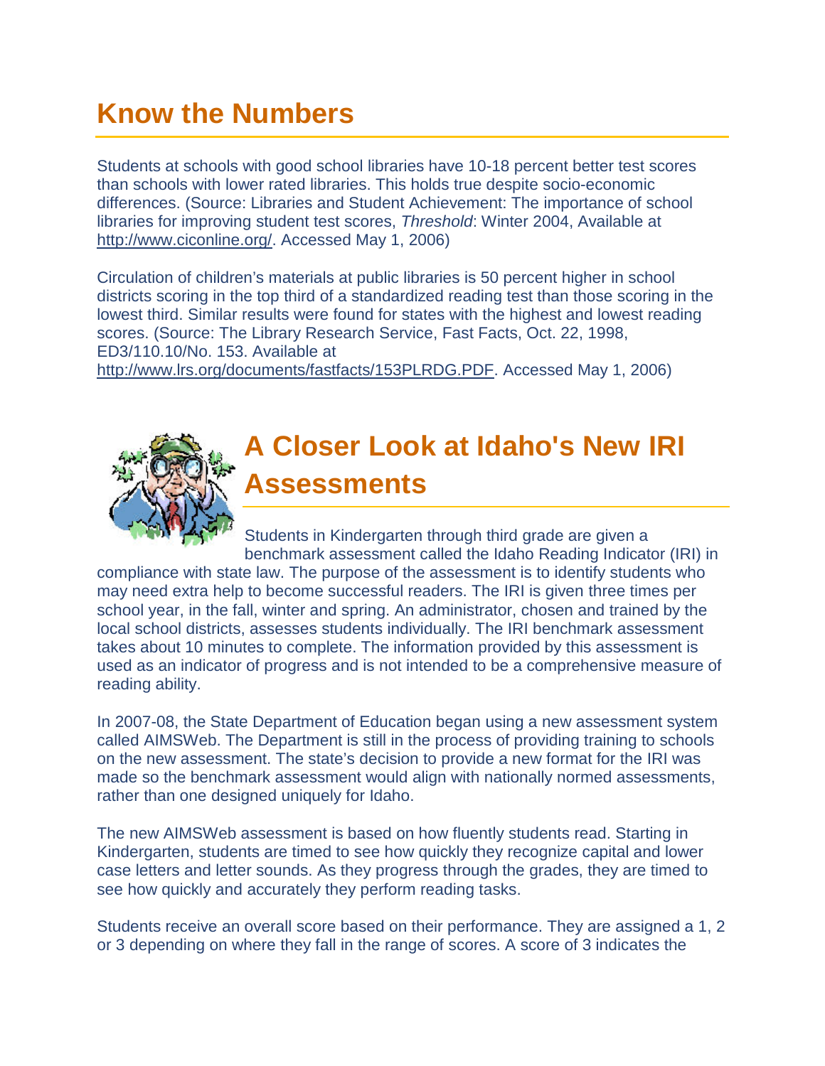## Know the Numbers

Students at schools with good school libraries have 10-18 percent better test scores than schools with lower rated libraries. This holds true despite socio-economic differences. (Source: Libraries and Student Achievement: The importance of school libraries for improving student test scores, *Threshold*: Winter 2004, Available at http://www.ciconline.org/. Accessed May 1, 2006)

Circulation of children's materials at public libraries is 50 percent higher in school districts scoring in the top third of a standardized reading test than those scoring in the lowest third. Similar results were found for states with the highest and lowest reading scores. (Source: The Library Research Service, Fast Facts, Oct. 22, 1998, ED3/110.10/No. 153. Available at http://www.lrs.org/documents/fastfacts/153PLRDG.PDF. Accessed May 1, 2006)

## A Closer Look at Idaho's New IRI Assessments

Students in Kindergarten through third grade are given a benchmark assessment called the Idaho Reading Indicator (IRI) in compliance with state law. The purpose of the assessment is to identify students who may need extra help to become successful readers. The IRI is given three times per school year, in the fall, winter and spring. An administrator, chosen and trained by the local school districts, assesses students individually. The IRI benchmark assessment takes about 10 minutes to complete. The information provided by this assessment is used as an indicator of progress and is not intended to be a comprehensive measure of reading ability.

In 2007-08, the State Department of Education began using a new assessment system called AIMSWeb. The Department is still in the process of providing training to schools on the new assessment. The state's decision to provide a new format for the IRI was made so the benchmark assessment would align with nationally normed assessments, rather than one designed uniquely for Idaho.

The new AIMSWeb assessment is based on how fluently students read. Starting in Kindergarten, students are timed to see how quickly they recognize capital and lower case letters and letter sounds. As they progress through the grades, they are timed to see how quickly and accurately they perform reading tasks.

Students receive an overall score based on their performance. They are assigned a 1, 2 or 3 depending on where they fall in the range of scores. A score of 3 indicates the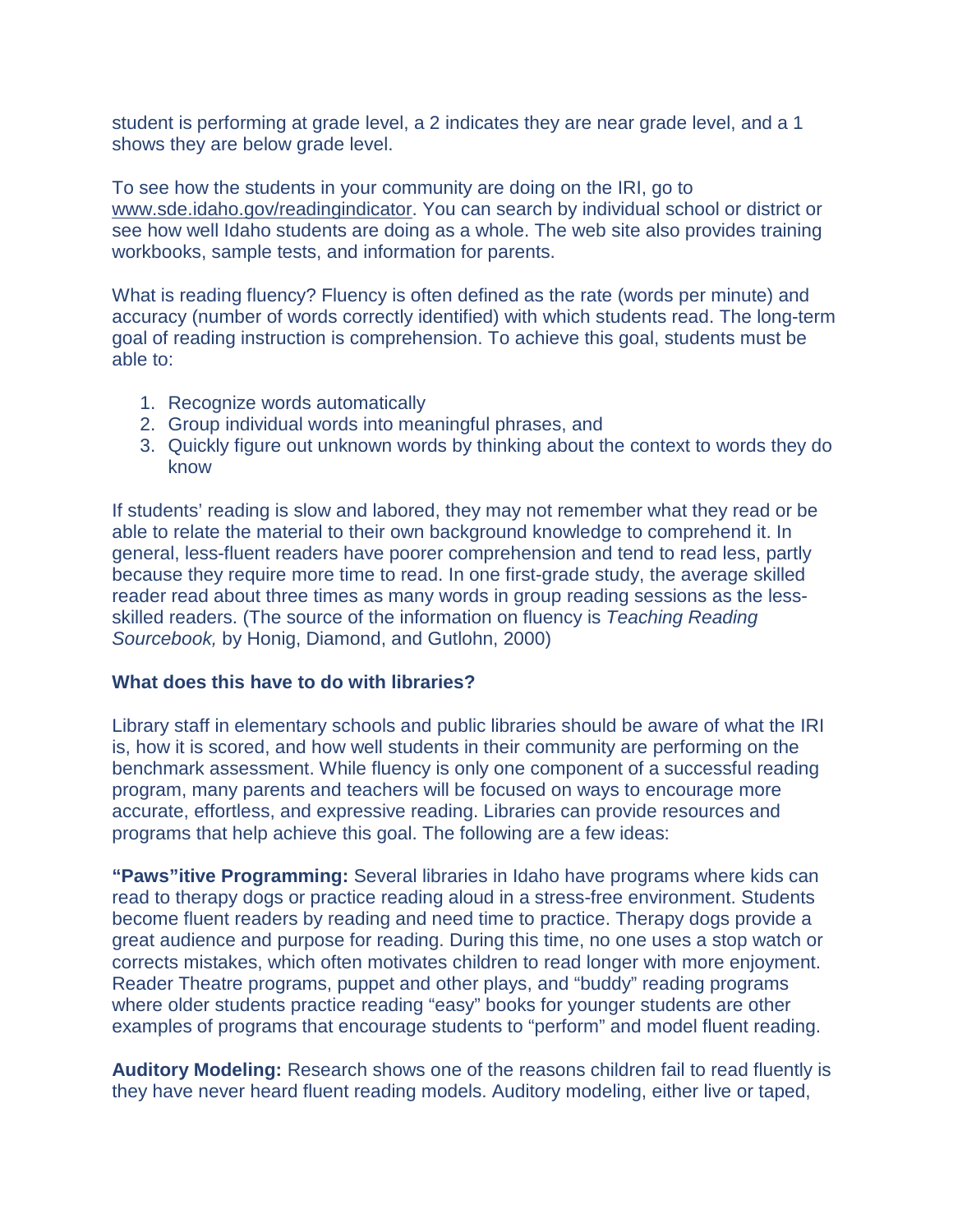student is performing at grade level, a 2 indicates they are near grade level, and a 1 shows they are below grade level.

To see how the students in your community are doing on the IRI, go to www.sde.idaho.gov/readingindicator. You can search by individual school or district or see how well Idaho students are doing as a whole. The web site also provides training workbooks, sample tests, and information for parents.

What is reading fluency? Fluency is often defined as the rate (words per minute) and accuracy (number of words correctly identified) with which students read. The long-term goal of reading instruction is comprehension. To achieve this goal, students must be able to:

1. Recognize words automatically
2. Group individual words into meaningful phrases, and
3. Quickly figure out unknown words by thinking about the context to words they do know

If students' reading is slow and labored, they may not remember what they read or be able to relate the material to their own background knowledge to comprehend it. In general, less-fluent readers have poorer comprehension and tend to read less, partly because they require more time to read. In one first-grade study, the average skilled reader read about three times as many words in group reading sessions as the less-skilled readers. (The source of the information on fluency is *Teaching Reading Sourcebook,* by Honig, Diamond, and Gutlohn, 2000)

**What does this have to do with libraries?**

Library staff in elementary schools and public libraries should be aware of what the IRI is, how it is scored, and how well students in their community are performing on the benchmark assessment. While fluency is only one component of a successful reading program, many parents and teachers will be focused on ways to encourage more accurate, effortless, and expressive reading. Libraries can provide resources and programs that help achieve this goal. The following are a few ideas:

**"Paws"itive Programming:** Several libraries in Idaho have programs where kids can read to therapy dogs or practice reading aloud in a stress-free environment. Students become fluent readers by reading and need time to practice. Therapy dogs provide a great audience and purpose for reading. During this time, no one uses a stop watch or corrects mistakes, which often motivates children to read longer with more enjoyment. Reader Theatre programs, puppet and other plays, and "buddy" reading programs where older students practice reading "easy" books for younger students are other examples of programs that encourage students to "perform" and model fluent reading.

**Auditory Modeling:** Research shows one of the reasons children fail to read fluently is they have never heard fluent reading models. Auditory modeling, either live or taped,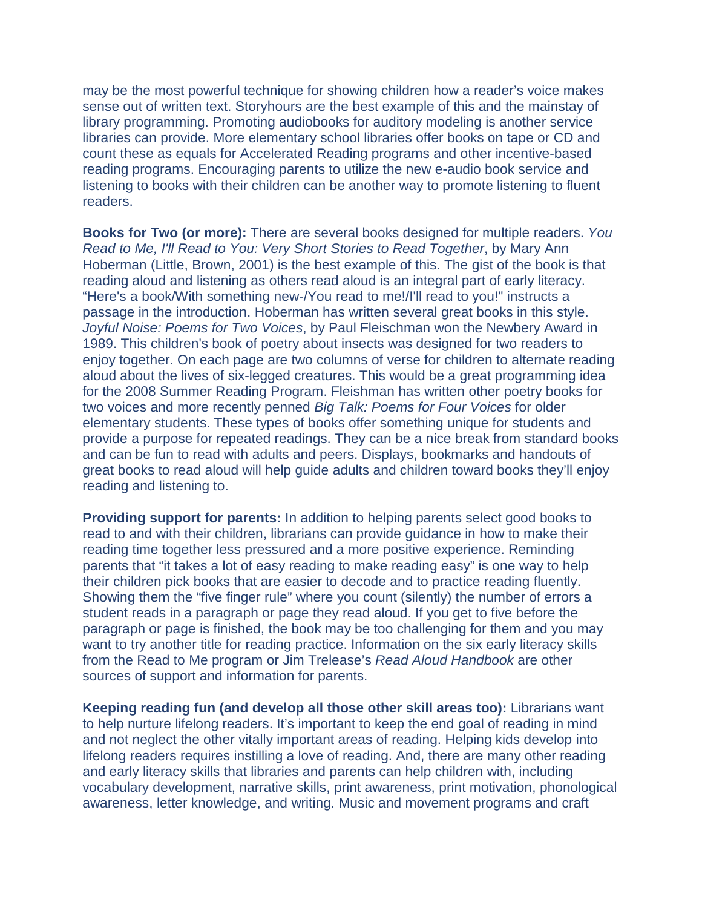may be the most powerful technique for showing children how a reader's voice makes sense out of written text. Storyhours are the best example of this and the mainstay of library programming. Promoting audiobooks for auditory modeling is another service libraries can provide. More elementary school libraries offer books on tape or CD and count these as equals for Accelerated Reading programs and other incentive-based reading programs. Encouraging parents to utilize the new e-audio book service and listening to books with their children can be another way to promote listening to fluent readers.

**Books for Two (or more):** There are several books designed for multiple readers. *You Read to Me, I'll Read to You: Very Short Stories to Read Together*, by Mary Ann Hoberman (Little, Brown, 2001) is the best example of this. The gist of the book is that reading aloud and listening as others read aloud is an integral part of early literacy. "Here's a book/With something new-/You read to me!/I'll read to you!" instructs a passage in the introduction. Hoberman has written several great books in this style. *Joyful Noise: Poems for Two Voices*, by Paul Fleischman won the Newbery Award in 1989. This children's book of poetry about insects was designed for two readers to enjoy together. On each page are two columns of verse for children to alternate reading aloud about the lives of six-legged creatures. This would be a great programming idea for the 2008 Summer Reading Program. Fleishman has written other poetry books for two voices and more recently penned *Big Talk: Poems for Four Voices* for older elementary students. These types of books offer something unique for students and provide a purpose for repeated readings. They can be a nice break from standard books and can be fun to read with adults and peers. Displays, bookmarks and handouts of great books to read aloud will help guide adults and children toward books they'll enjoy reading and listening to.

**Providing support for parents:** In addition to helping parents select good books to read to and with their children, librarians can provide guidance in how to make their reading time together less pressured and a more positive experience. Reminding parents that "it takes a lot of easy reading to make reading easy" is one way to help their children pick books that are easier to decode and to practice reading fluently. Showing them the "five finger rule" where you count (silently) the number of errors a student reads in a paragraph or page they read aloud. If you get to five before the paragraph or page is finished, the book may be too challenging for them and you may want to try another title for reading practice. Information on the six early literacy skills from the Read to Me program or Jim Trelease's *Read Aloud Handbook* are other sources of support and information for parents.

**Keeping reading fun (and develop all those other skill areas too):** Librarians want to help nurture lifelong readers. It's important to keep the end goal of reading in mind and not neglect the other vitally important areas of reading. Helping kids develop into lifelong readers requires instilling a love of reading. And, there are many other reading and early literacy skills that libraries and parents can help children with, including vocabulary development, narrative skills, print awareness, print motivation, phonological awareness, letter knowledge, and writing. Music and movement programs and craft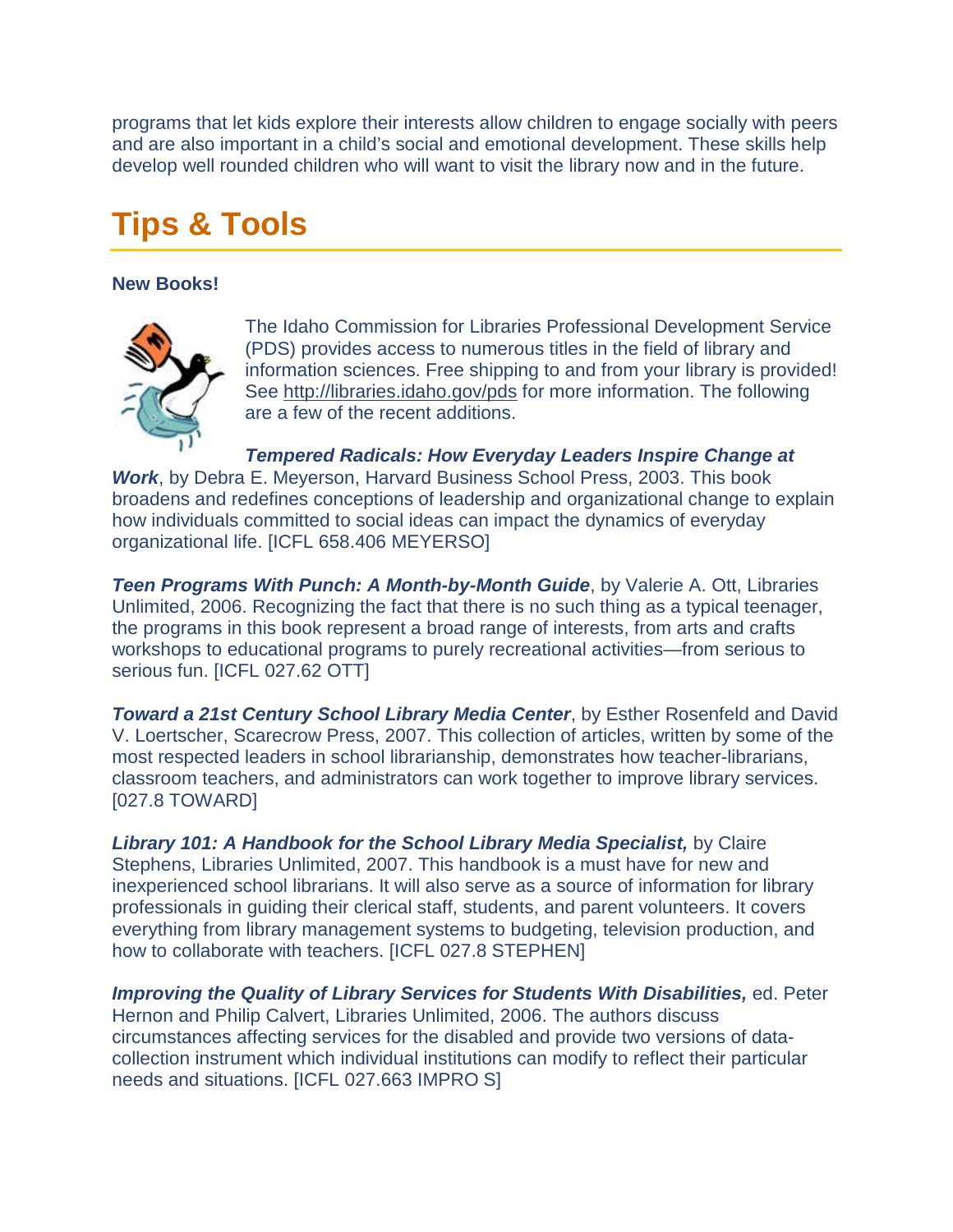programs that let kids explore their interests allow children to engage socially with peers and are also important in a child's social and emotional development. These skills help develop well rounded children who will want to visit the library now and in the future.

# Tips & Tools

**New Books!**

The Idaho Commission for Libraries Professional Development Service (PDS) provides access to numerous titles in the field of library and information sciences. Free shipping to and from your library is provided! See http://libraries.idaho.gov/pds for more information. The following are a few of the recent additions.

***Tempered Radicals: How Everyday Leaders Inspire Change at Work***, by Debra E. Meyerson, Harvard Business School Press, 2003. This book broadens and redefines conceptions of leadership and organizational change to explain how individuals committed to social ideas can impact the dynamics of everyday organizational life. [ICFL 658.406 MEYERSO]

***Teen Programs With Punch: A Month-by-Month Guide***, by Valerie A. Ott, Libraries Unlimited, 2006. Recognizing the fact that there is no such thing as a typical teenager, the programs in this book represent a broad range of interests, from arts and crafts workshops to educational programs to purely recreational activities—from serious to serious fun. [ICFL 027.62 OTT]

***Toward a 21st Century School Library Media Center***, by Esther Rosenfeld and David V. Loertscher, Scarecrow Press, 2007. This collection of articles, written by some of the most respected leaders in school librarianship, demonstrates how teacher-librarians, classroom teachers, and administrators can work together to improve library services. [027.8 TOWARD]

***Library 101: A Handbook for the School Library Media Specialist,*** by Claire Stephens, Libraries Unlimited, 2007. This handbook is a must have for new and inexperienced school librarians. It will also serve as a source of information for library professionals in guiding their clerical staff, students, and parent volunteers. It covers everything from library management systems to budgeting, television production, and how to collaborate with teachers. [ICFL 027.8 STEPHEN]

***Improving the Quality of Library Services for Students With Disabilities,*** ed. Peter Hernon and Philip Calvert, Libraries Unlimited, 2006. The authors discuss circumstances affecting services for the disabled and provide two versions of data-collection instrument which individual institutions can modify to reflect their particular needs and situations. [ICFL 027.663 IMPRO S]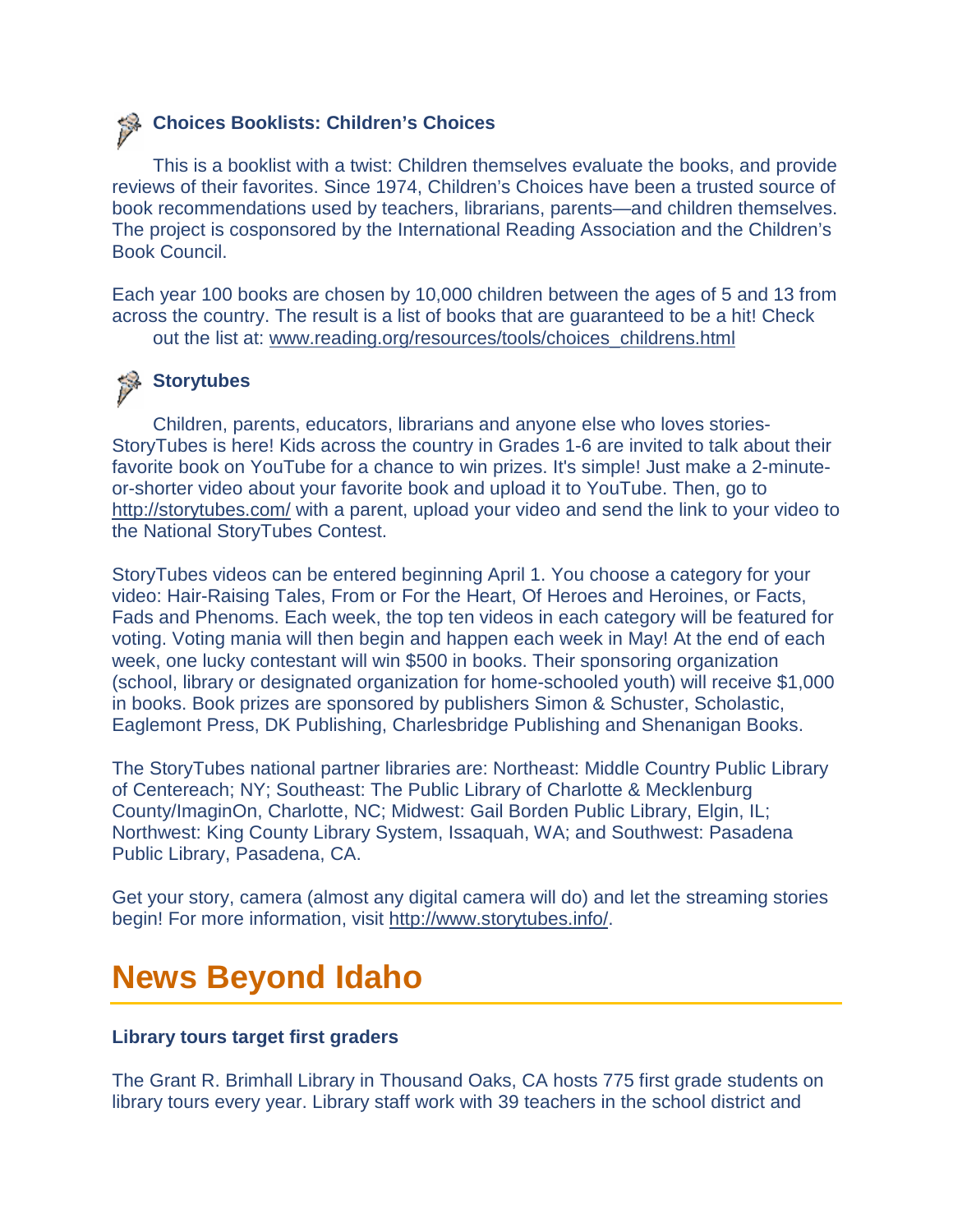### Choices Booklists: Children's Choices

This is a booklist with a twist: Children themselves evaluate the books, and provide reviews of their favorites. Since 1974, Children's Choices have been a trusted source of book recommendations used by teachers, librarians, parents—and children themselves. The project is cosponsored by the International Reading Association and the Children's Book Council.

Each year 100 books are chosen by 10,000 children between the ages of 5 and 13 from across the country. The result is a list of books that are guaranteed to be a hit! Check out the list at: www.reading.org/resources/tools/choices_childrens.html

### Storytubes

Children, parents, educators, librarians and anyone else who loves stories- StoryTubes is here! Kids across the country in Grades 1-6 are invited to talk about their favorite book on YouTube for a chance to win prizes. It's simple! Just make a 2-minute-or-shorter video about your favorite book and upload it to YouTube. Then, go to http://storytubes.com/ with a parent, upload your video and send the link to your video to the National StoryTubes Contest.

StoryTubes videos can be entered beginning April 1. You choose a category for your video: Hair-Raising Tales, From or For the Heart, Of Heroes and Heroines, or Facts, Fads and Phenoms. Each week, the top ten videos in each category will be featured for voting. Voting mania will then begin and happen each week in May! At the end of each week, one lucky contestant will win $500 in books. Their sponsoring organization (school, library or designated organization for home-schooled youth) will receive $1,000 in books. Book prizes are sponsored by publishers Simon & Schuster, Scholastic, Eaglemont Press, DK Publishing, Charlesbridge Publishing and Shenanigan Books.

The StoryTubes national partner libraries are: Northeast: Middle Country Public Library of Centereach; NY; Southeast: The Public Library of Charlotte & Mecklenburg County/ImaginOn, Charlotte, NC; Midwest: Gail Borden Public Library, Elgin, IL; Northwest: King County Library System, Issaquah, WA; and Southwest: Pasadena Public Library, Pasadena, CA.

Get your story, camera (almost any digital camera will do) and let the streaming stories begin! For more information, visit http://www.storytubes.info/.

# News Beyond Idaho

**Library tours target first graders**

The Grant R. Brimhall Library in Thousand Oaks, CA hosts 775 first grade students on library tours every year. Library staff work with 39 teachers in the school district and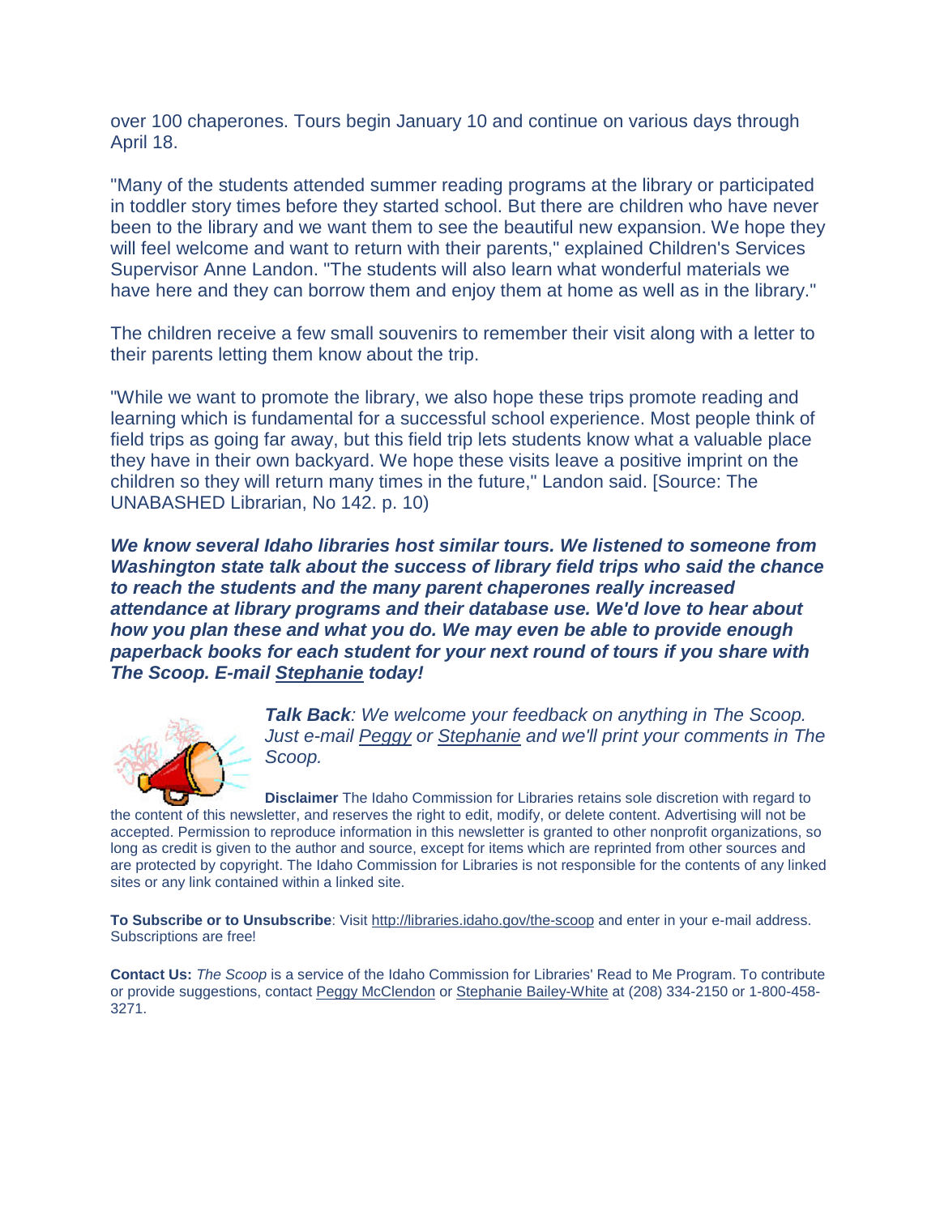over 100 chaperones. Tours begin January 10 and continue on various days through April 18.

"Many of the students attended summer reading programs at the library or participated in toddler story times before they started school. But there are children who have never been to the library and we want them to see the beautiful new expansion. We hope they will feel welcome and want to return with their parents," explained Children's Services Supervisor Anne Landon. "The students will also learn what wonderful materials we have here and they can borrow them and enjoy them at home as well as in the library."

The children receive a few small souvenirs to remember their visit along with a letter to their parents letting them know about the trip.

"While we want to promote the library, we also hope these trips promote reading and learning which is fundamental for a successful school experience. Most people think of field trips as going far away, but this field trip lets students know what a valuable place they have in their own backyard. We hope these visits leave a positive imprint on the children so they will return many times in the future," Landon said. [Source: The UNABASHED Librarian, No 142. p. 10)

***We know several Idaho libraries host similar tours. We listened to someone from Washington state talk about the success of library field trips who said the chance to reach the students and the many parent chaperones really increased attendance at library programs and their database use. We'd love to hear about how you plan these and what you do. We may even be able to provide enough paperback books for each student for your next round of tours if you share with The Scoop. E-mail Stephanie today!***

***Talk Back****: We welcome your feedback on anything in The Scoop. Just e-mail Peggy or Stephanie and we'll print your comments in The Scoop.*

**Disclaimer** The Idaho Commission for Libraries retains sole discretion with regard to the content of this newsletter, and reserves the right to edit, modify, or delete content. Advertising will not be accepted. Permission to reproduce information in this newsletter is granted to other nonprofit organizations, so long as credit is given to the author and source, except for items which are reprinted from other sources and are protected by copyright. The Idaho Commission for Libraries is not responsible for the contents of any linked sites or any link contained within a linked site.

**To Subscribe or to Unsubscribe**: Visit http://libraries.idaho.gov/the-scoop and enter in your e-mail address. Subscriptions are free!

**Contact Us:** *The Scoop* is a service of the Idaho Commission for Libraries' Read to Me Program. To contribute or provide suggestions, contact Peggy McClendon or Stephanie Bailey-White at (208) 334-2150 or 1-800-458-3271.